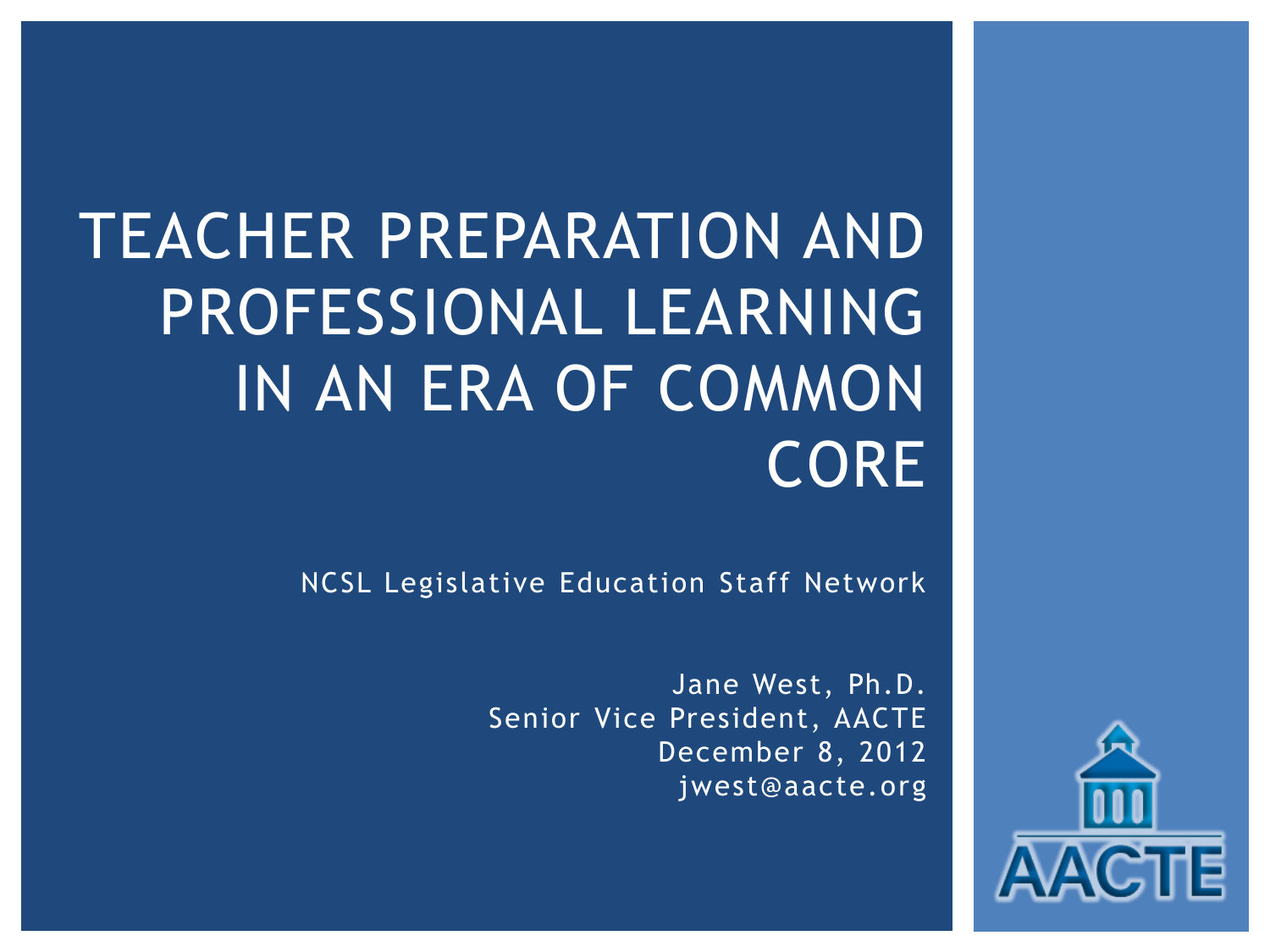# TEACHER PREPARATION AND PROFESSIONAL LEARNING IN AN ERA OF COMMON CORE

NCSL Legislative Education Staff Network

Jane West, Ph.D.
Senior Vice President, AACTE
December 8, 2012
jwest@aacte.org

AACTE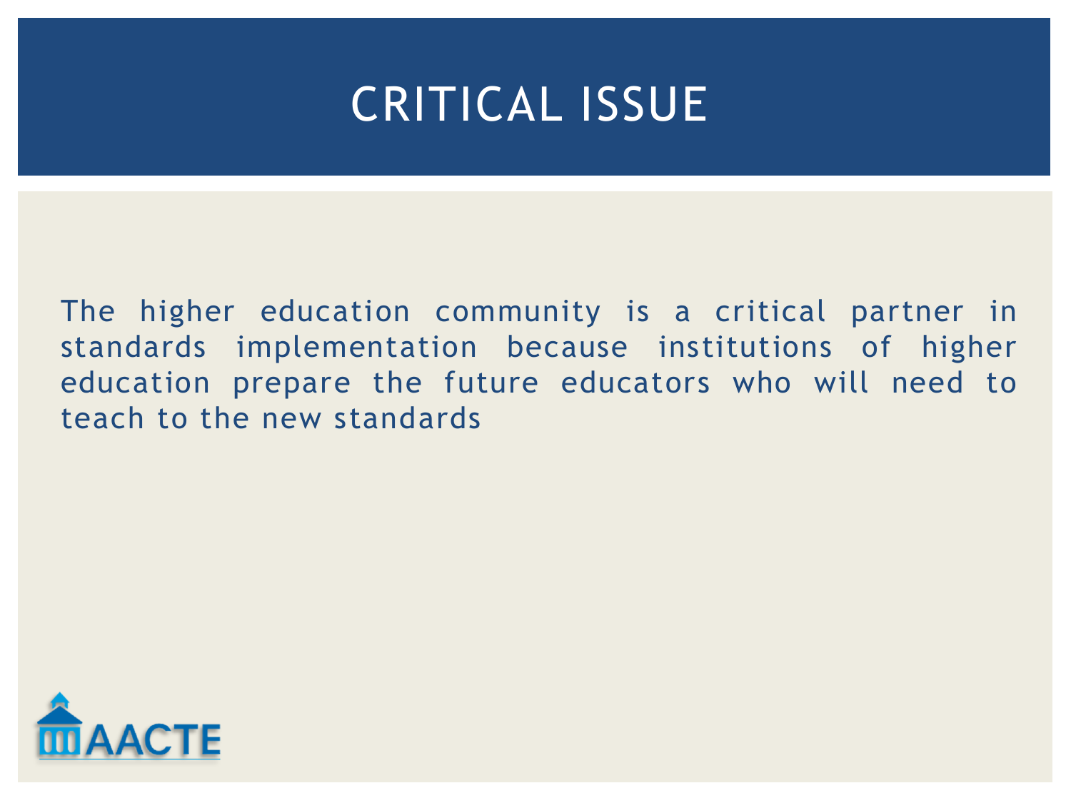# CRITICAL ISSUE

The higher education community is a critical partner in standards implementation because institutions of higher education prepare the future educators who will need to teach to the new standards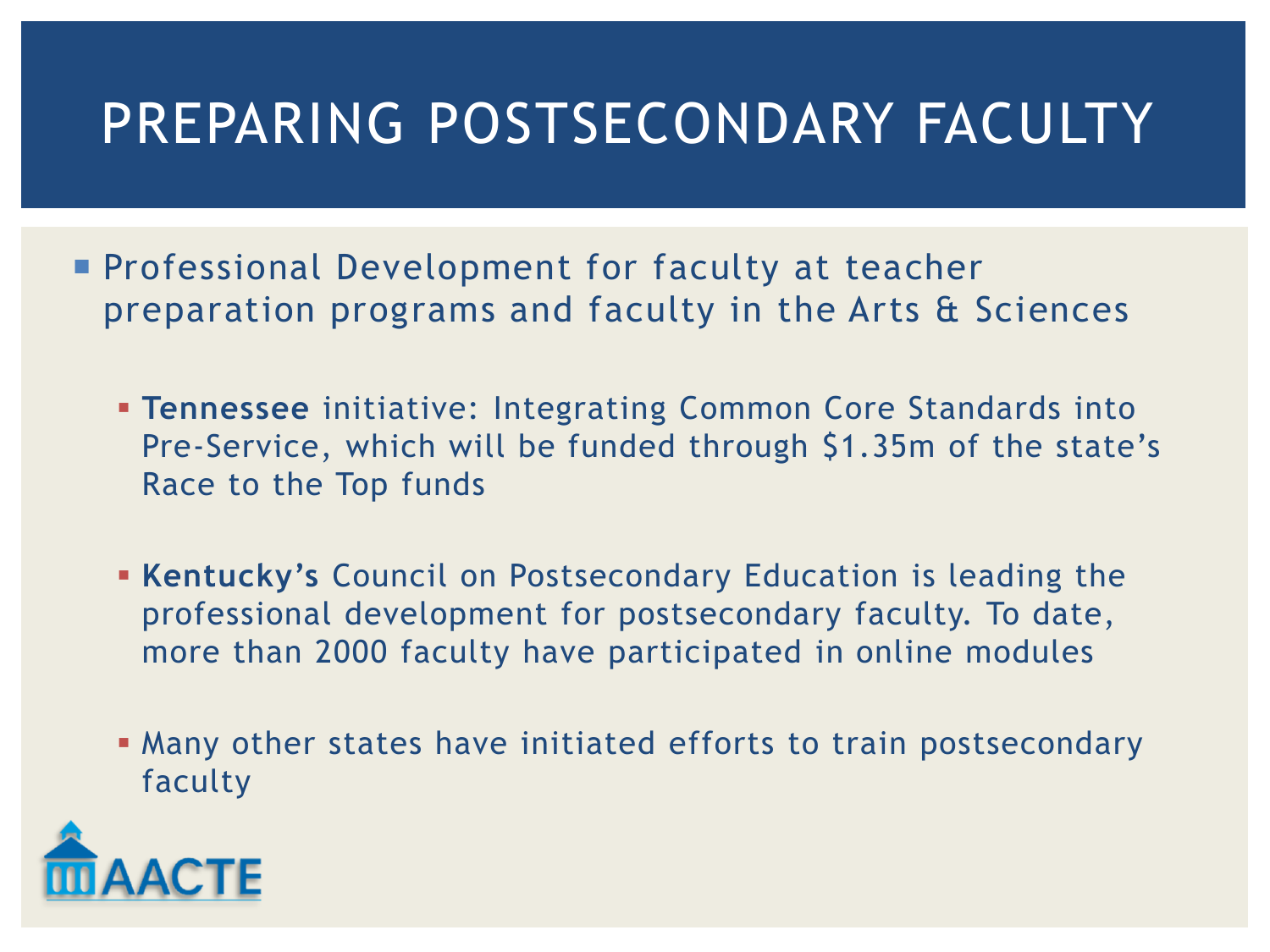# PREPARING POSTSECONDARY FACULTY

- Professional Development for faculty at teacher preparation programs and faculty in the Arts & Sciences
  - **Tennessee** initiative: Integrating Common Core Standards into Pre-Service, which will be funded through $1.35m of the state's Race to the Top funds
  - **Kentucky's** Council on Postsecondary Education is leading the professional development for postsecondary faculty. To date, more than 2000 faculty have participated in online modules
  - Many other states have initiated efforts to train postsecondary faculty

AACTE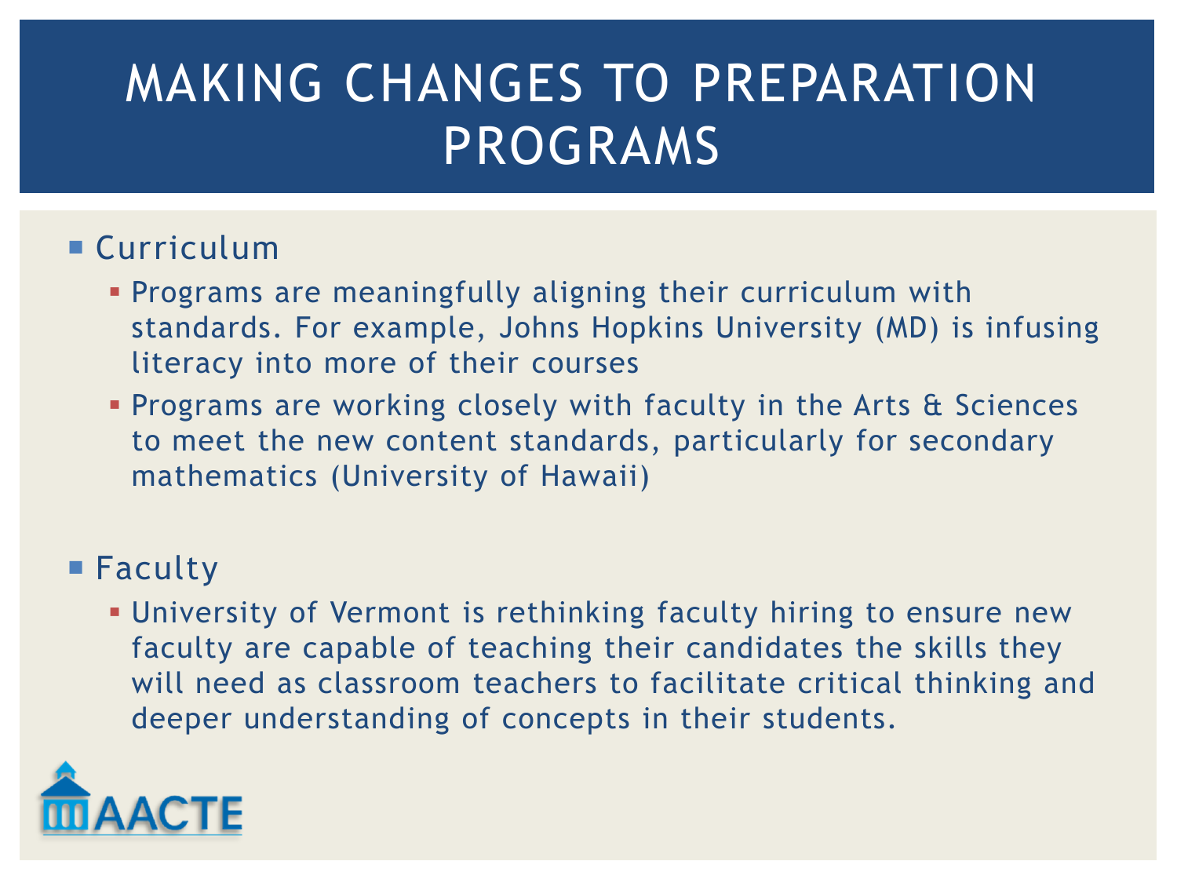# MAKING CHANGES TO PREPARATION PROGRAMS

- Curriculum
  - Programs are meaningfully aligning their curriculum with standards. For example, Johns Hopkins University (MD) is infusing literacy into more of their courses
  - Programs are working closely with faculty in the Arts & Sciences to meet the new content standards, particularly for secondary mathematics (University of Hawaii)

- Faculty
  - University of Vermont is rethinking faculty hiring to ensure new faculty are capable of teaching their candidates the skills they will need as classroom teachers to facilitate critical thinking and deeper understanding of concepts in their students.

AACTE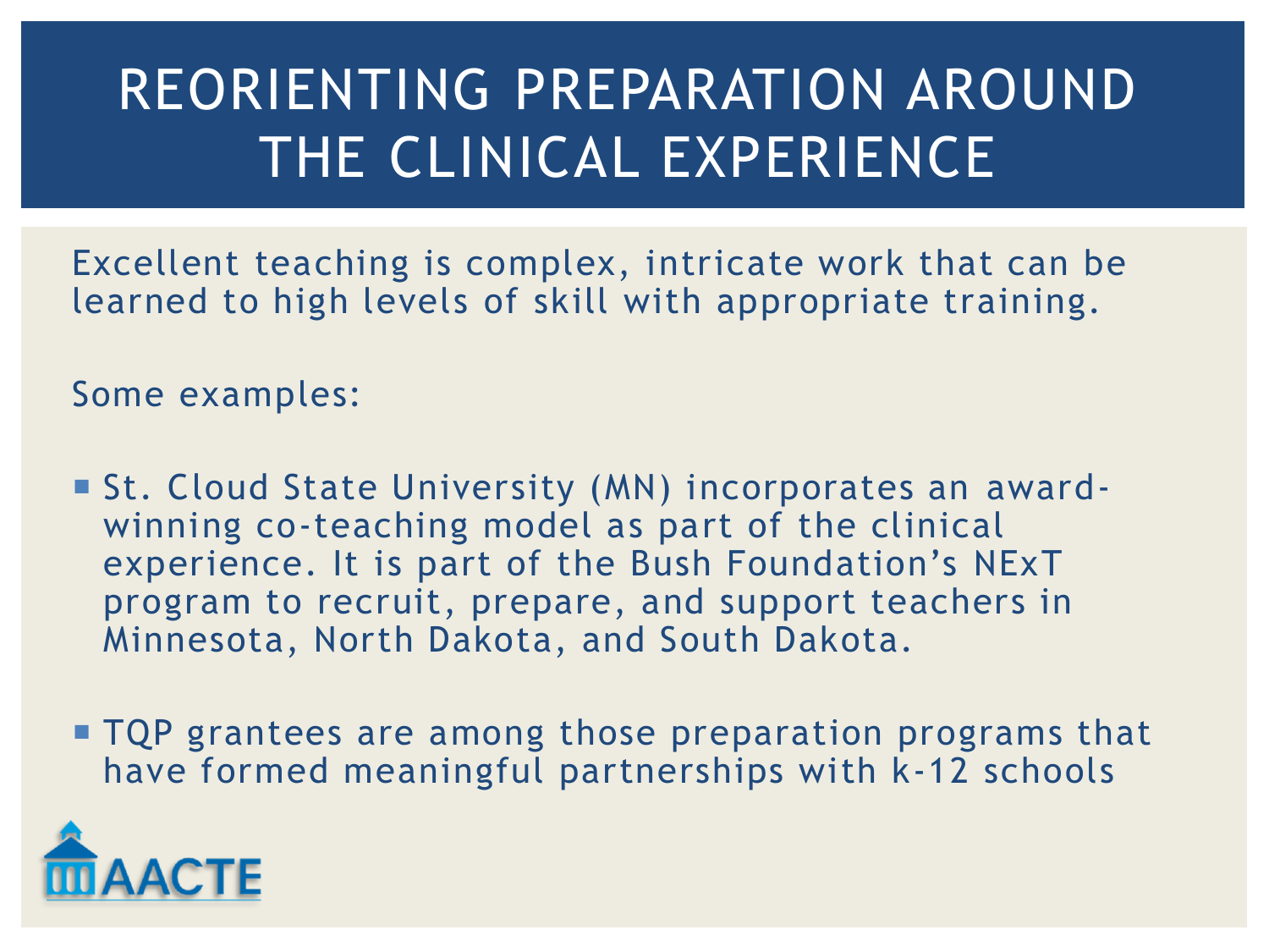# REORIENTING PREPARATION AROUND THE CLINICAL EXPERIENCE

Excellent teaching is complex, intricate work that can be learned to high levels of skill with appropriate training.

Some examples:

- St. Cloud State University (MN) incorporates an award-winning co-teaching model as part of the clinical experience. It is part of the Bush Foundation's NExT program to recruit, prepare, and support teachers in Minnesota, North Dakota, and South Dakota.
- TQP grantees are among those preparation programs that have formed meaningful partnerships with k-12 schools

AACTE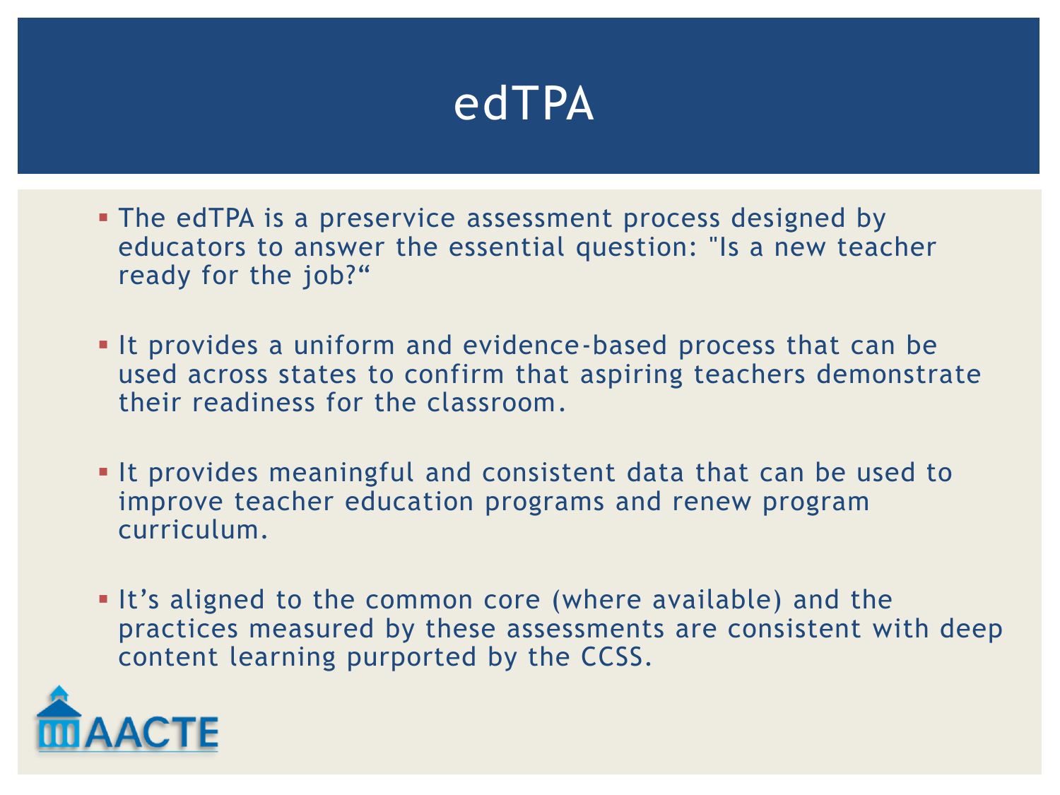# edTPA

- The edTPA is a preservice assessment process designed by educators to answer the essential question: "Is a new teacher ready for the job?“
- It provides a uniform and evidence-based process that can be used across states to confirm that aspiring teachers demonstrate their readiness for the classroom.
- It provides meaningful and consistent data that can be used to improve teacher education programs and renew program curriculum.
- It’s aligned to the common core (where available) and the practices measured by these assessments are consistent with deep content learning purported by the CCSS.

AACTE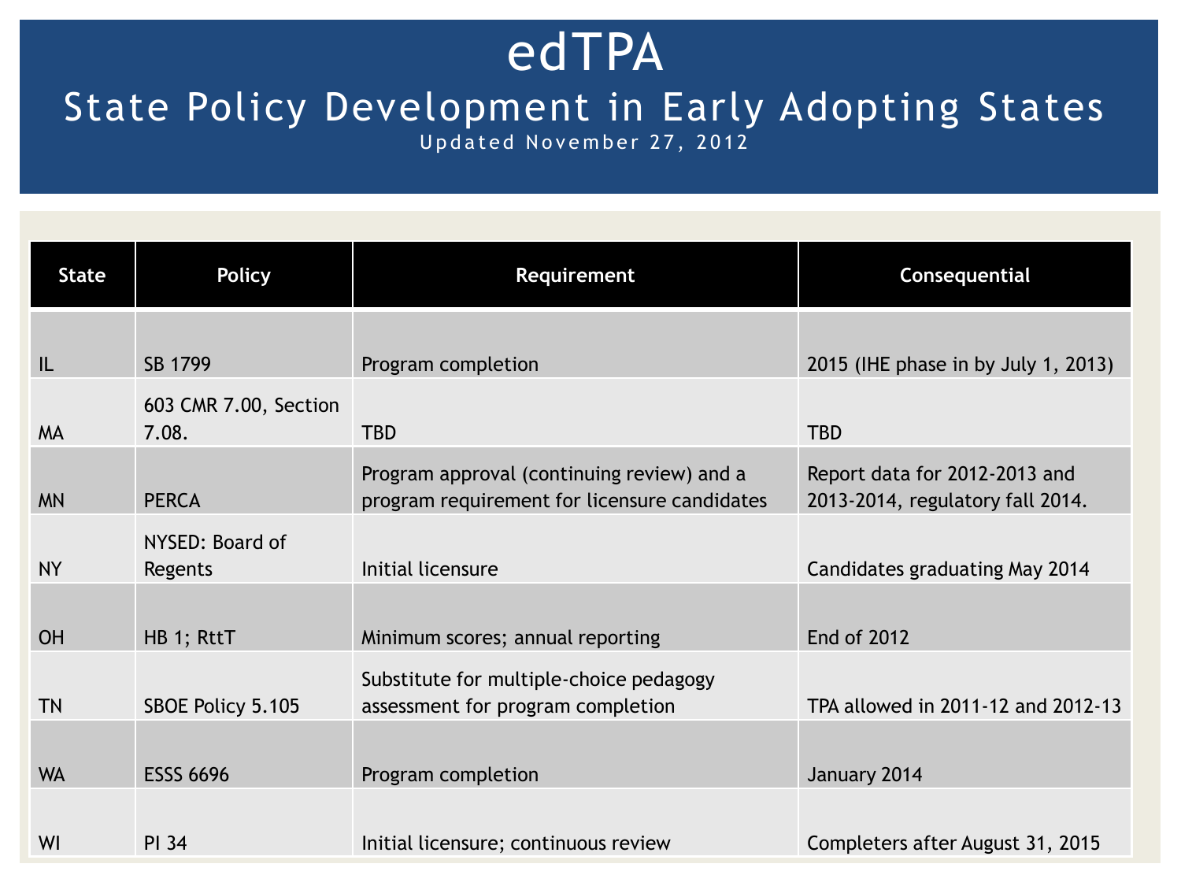# edTPA

## State Policy Development in Early Adopting States

Updated November 27, 2012

| State | Policy | Requirement | Consequential |
|---|---|---|---|
| IL | SB 1799 | Program completion | 2015 (IHE phase in by July 1, 2013) |
| MA | 603 CMR 7.00, Section 7.08. | TBD | TBD |
| MN | PERCA | Program approval (continuing review) and a program requirement for licensure candidates | Report data for 2012-2013 and 2013-2014, regulatory fall 2014. |
| NY | NYSED: Board of Regents | Initial licensure | Candidates graduating May 2014 |
| OH | HB 1; RttT | Minimum scores; annual reporting | End of 2012 |
| TN | SBOE Policy 5.105 | Substitute for multiple-choice pedagogy assessment for program completion | TPA allowed in 2011-12 and 2012-13 |
| WA | ESSS 6696 | Program completion | January 2014 |
| WI | PI 34 | Initial licensure; continuous review | Completers after August 31, 2015 |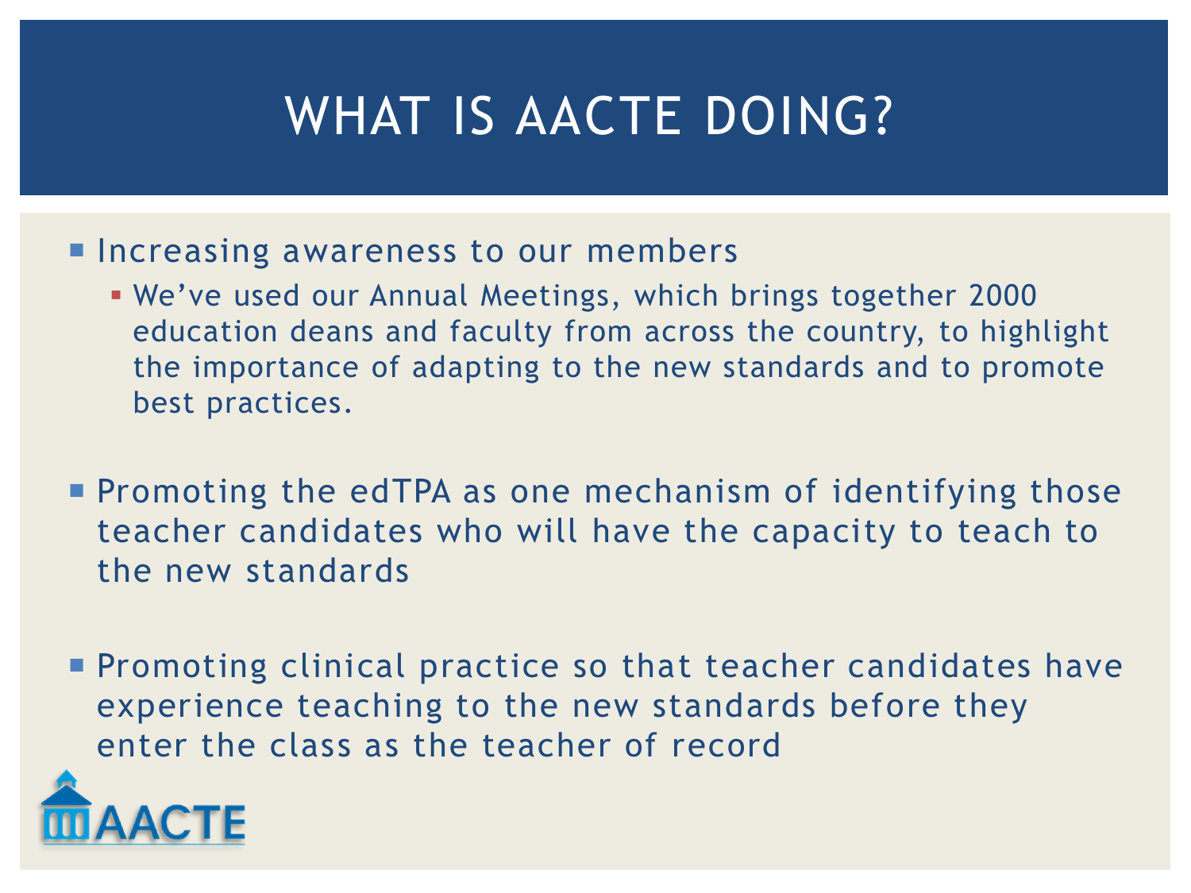# WHAT IS AACTE DOING?

- Increasing awareness to our members
  - We've used our Annual Meetings, which brings together 2000 education deans and faculty from across the country, to highlight the importance of adapting to the new standards and to promote best practices.
- Promoting the edTPA as one mechanism of identifying those teacher candidates who will have the capacity to teach to the new standards
- Promoting clinical practice so that teacher candidates have experience teaching to the new standards before they enter the class as the teacher of record

AACTE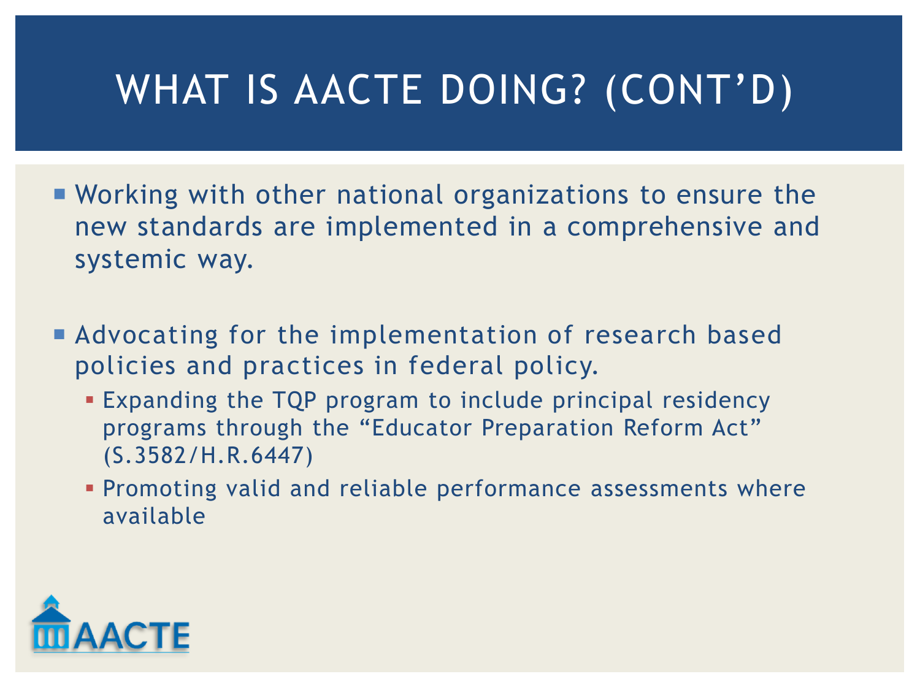# WHAT IS AACTE DOING? (CONT'D)

- Working with other national organizations to ensure the new standards are implemented in a comprehensive and systemic way.

- Advocating for the implementation of research based policies and practices in federal policy.
  - Expanding the TQP program to include principal residency programs through the "Educator Preparation Reform Act" (S.3582/H.R.6447)
  - Promoting valid and reliable performance assessments where available

AACTE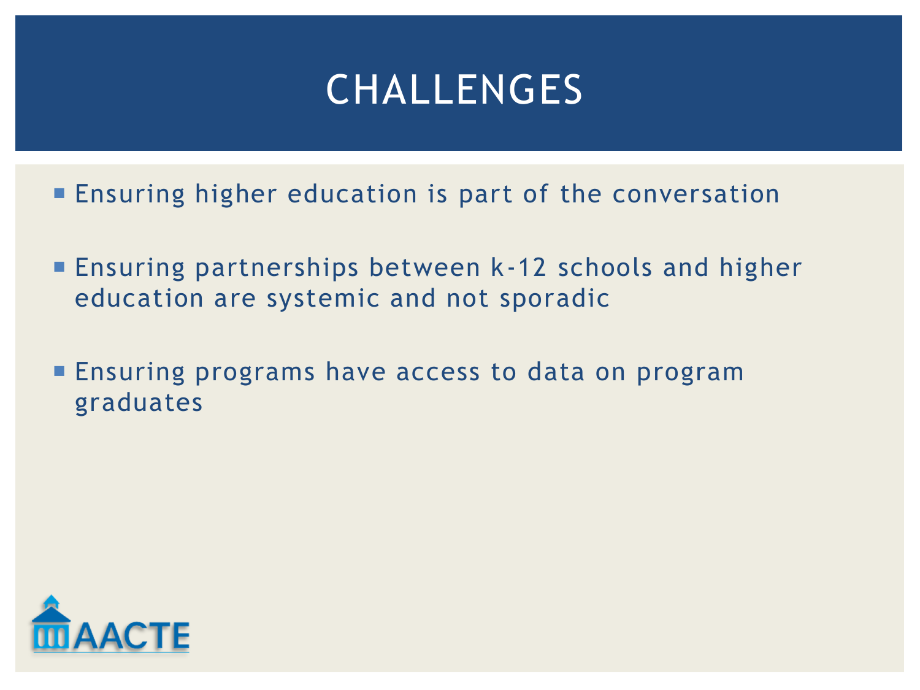# CHALLENGES

- Ensuring higher education is part of the conversation
- Ensuring partnerships between k-12 schools and higher education are systemic and not sporadic
- Ensuring programs have access to data on program graduates

AACTE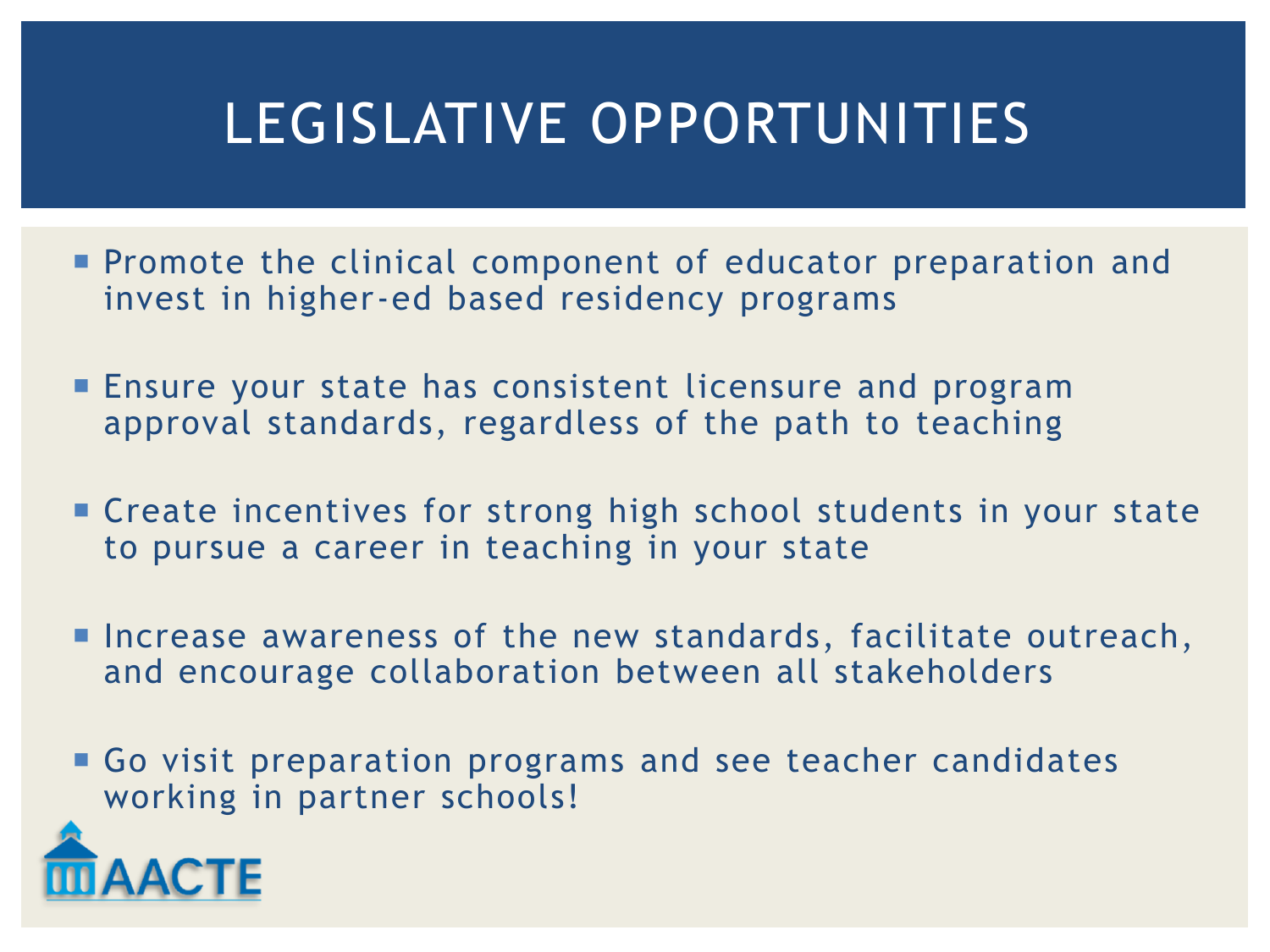# LEGISLATIVE OPPORTUNITIES

- Promote the clinical component of educator preparation and invest in higher-ed based residency programs
- Ensure your state has consistent licensure and program approval standards, regardless of the path to teaching
- Create incentives for strong high school students in your state to pursue a career in teaching in your state
- Increase awareness of the new standards, facilitate outreach, and encourage collaboration between all stakeholders
- Go visit preparation programs and see teacher candidates working in partner schools!

AACTE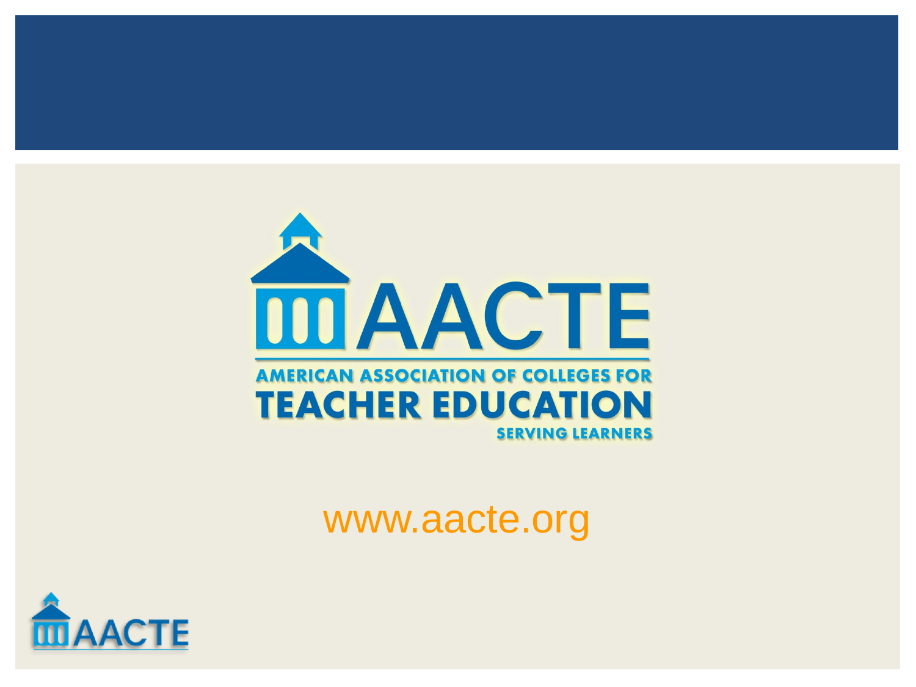AACTE

AMERICAN ASSOCIATION OF COLLEGES FOR

TEACHER EDUCATION

SERVING LEARNERS

www.aacte.org